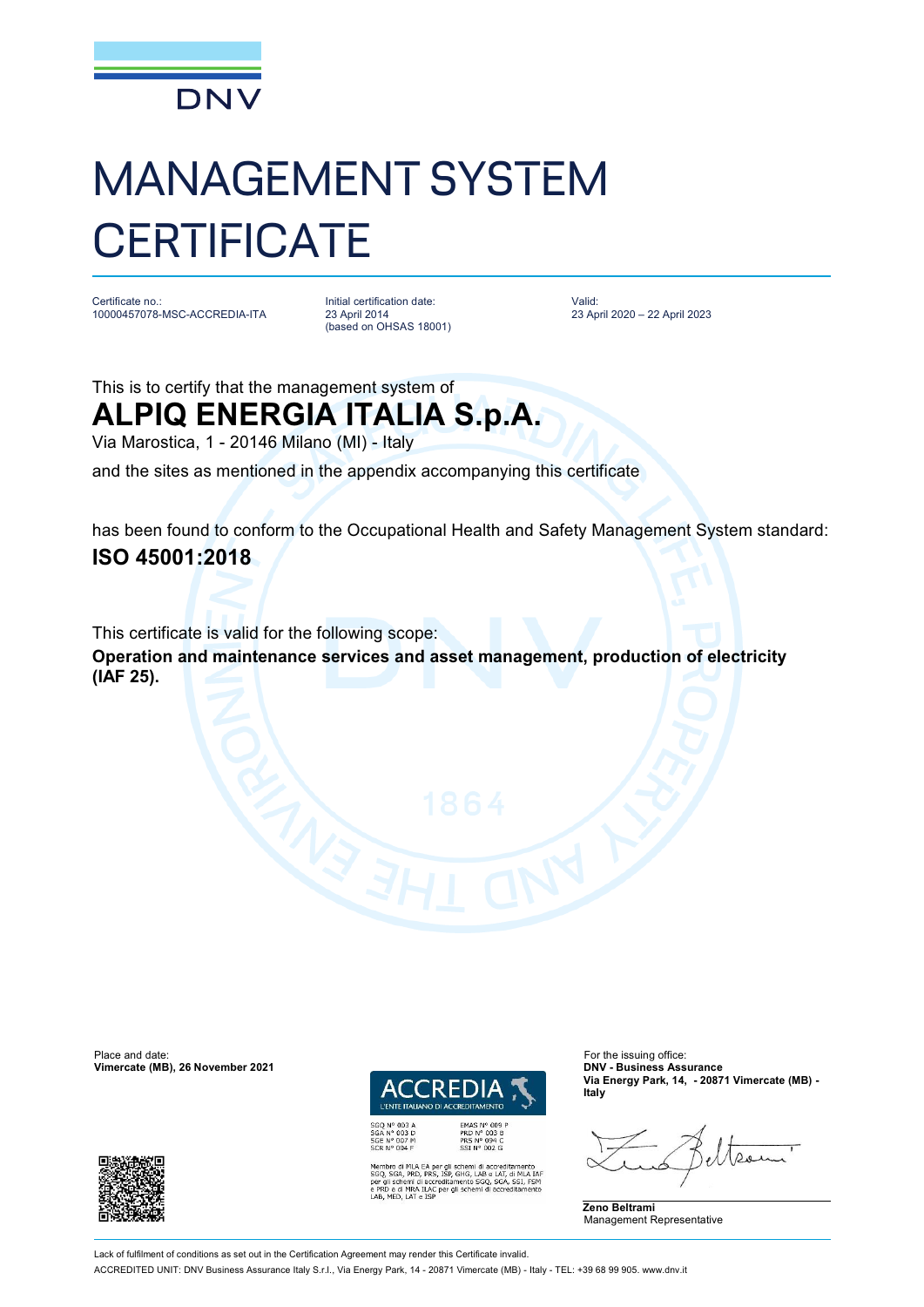DNV

# MANAGEMENT SYSTEM CERTIFICATE

Certificate no.:
10000457078-MSC-ACCREDIA-ITA

Initial certification date:
23 April 2014
(based on OHSAS 18001)

Valid:
23 April 2020 – 22 April 2023

This is to certify that the management system of

## ALPIQ ENERGIA ITALIA S.p.A.

Via Marostica, 1 - 20146 Milano (MI) - Italy

and the sites as mentioned in the appendix accompanying this certificate

has been found to conform to the Occupational Health and Safety Management System standard:

**ISO 45001:2018**

This certificate is valid for the following scope:

**Operation and maintenance services and asset management, production of electricity (IAF 25).**

Place and date:
**Vimercate (MB), 26 November 2021**

ACCREDIA
L'ENTE ITALIANO DI ACCREDITAMENTO

SGQ N° 003 A
SGA N° 003 D
SGE N° 007 M
SCR N° 004 F

EMAS N° 009 P
PRD N° 003 B
PRS N° 094 C
SSI N° 002 G

Membro di MLA EA per gli schemi di accreditamento SGQ, SGA, PRD, PRS, ISP, GHG, LAB e LAT, di MLA IAF per gli schemi di accreditamento SGQ, SGA, SSI, FSM e PRD e di MRA ILAC per gli schemi di accreditamento LAB, MED, LAT e ISP

For the issuing office:
**DNV - Business Assurance**
**Via Energy Park, 14, - 20871 Vimercate (MB) - Italy**

**Zeno Beltrami**
Management Representative

Lack of fulfilment of conditions as set out in the Certification Agreement may render this Certificate invalid.

ACCREDITED UNIT: DNV Business Assurance Italy S.r.l., Via Energy Park, 14 - 20871 Vimercate (MB) - Italy - TEL: +39 68 99 905. www.dnv.it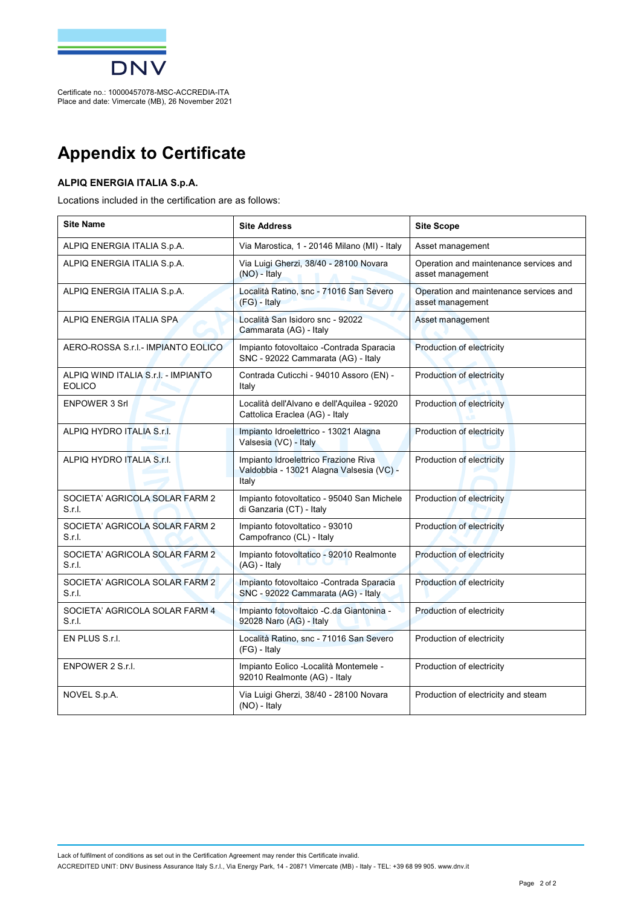DNV

Certificate no.: 10000457078-MSC-ACCREDIA-ITA
Place and date: Vimercate (MB), 26 November 2021

# Appendix to Certificate

**ALPIQ ENERGIA ITALIA S.p.A.**

Locations included in the certification are as follows:

| Site Name | Site Address | Site Scope |
|---|---|---|
| ALPIQ ENERGIA ITALIA S.p.A. | Via Marostica, 1 - 20146 Milano (MI) - Italy | Asset management |
| ALPIQ ENERGIA ITALIA S.p.A. | Via Luigi Gherzi, 38/40 - 28100 Novara (NO) - Italy | Operation and maintenance services and asset management |
| ALPIQ ENERGIA ITALIA S.p.A. | Località Ratino, snc - 71016 San Severo (FG) - Italy | Operation and maintenance services and asset management |
| ALPIQ ENERGIA ITALIA SPA | Località San Isidoro snc - 92022 Cammarata (AG) - Italy | Asset management |
| AERO-ROSSA S.r.l.- IMPIANTO EOLICO | Impianto fotovoltaico -Contrada Sparacia SNC - 92022 Cammarata (AG) - Italy | Production of electricity |
| ALPIQ WIND ITALIA S.r.l. - IMPIANTO EOLICO | Contrada Cuticchi - 94010 Assoro (EN) - Italy | Production of electricity |
| ENPOWER 3 Srl | Località dell'Alvano e dell'Aquilea - 92020 Cattolica Eraclea (AG) - Italy | Production of electricity |
| ALPIQ HYDRO ITALIA S.r.l. | Impianto Idroelettrico - 13021 Alagna Valsesia (VC) - Italy | Production of electricity |
| ALPIQ HYDRO ITALIA S.r.l. | Impianto Idroelettrico Frazione Riva Valdobbia - 13021 Alagna Valsesia (VC) - Italy | Production of electricity |
| SOCIETA' AGRICOLA SOLAR FARM 2 S.r.l. | Impianto fotovoltatico - 95040 San Michele di Ganzaria (CT) - Italy | Production of electricity |
| SOCIETA' AGRICOLA SOLAR FARM 2 S.r.l. | Impianto fotovoltatico - 93010 Campofranco (CL) - Italy | Production of electricity |
| SOCIETA' AGRICOLA SOLAR FARM 2 S.r.l. | Impianto fotovoltatico - 92010 Realmonte (AG) - Italy | Production of electricity |
| SOCIETA' AGRICOLA SOLAR FARM 2 S.r.l. | Impianto fotovoltaico -Contrada Sparacia SNC - 92022 Cammarata (AG) - Italy | Production of electricity |
| SOCIETA' AGRICOLA SOLAR FARM 4 S.r.l. | Impianto fotovoltaico -C.da Giantonina - 92028 Naro (AG) - Italy | Production of electricity |
| EN PLUS S.r.l. | Località Ratino, snc - 71016 San Severo (FG) - Italy | Production of electricity |
| ENPOWER 2 S.r.l. | Impianto Eolico -Località Montemele - 92010 Realmonte (AG) - Italy | Production of electricity |
| NOVEL S.p.A. | Via Luigi Gherzi, 38/40 - 28100 Novara (NO) - Italy | Production of electricity and steam |

Lack of fulfilment of conditions as set out in the Certification Agreement may render this Certificate invalid.
ACCREDITED UNIT: DNV Business Assurance Italy S.r.l., Via Energy Park, 14 - 20871 Vimercate (MB) - Italy - TEL: +39 68 99 905. www.dnv.it